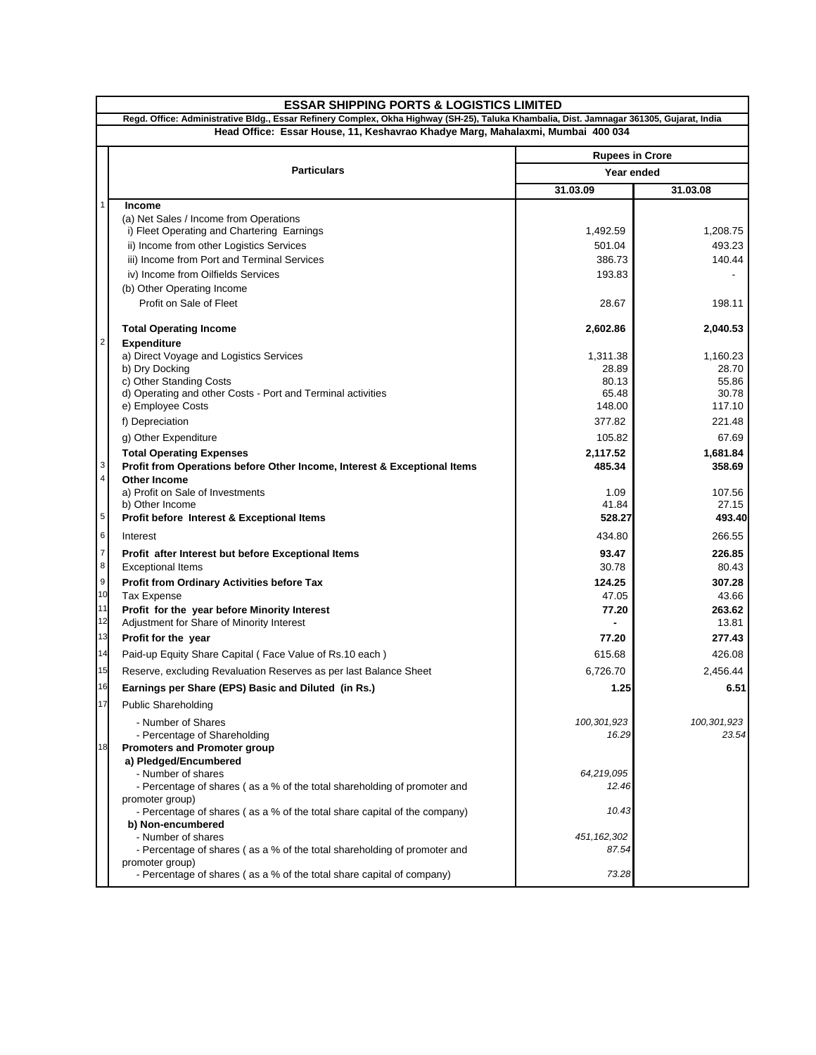# ESSAR SHIPPING PORTS & LOGISTICS LIMITED

**Regd. Office: Administrative Bldg., Essar Refinery Complex, Okha Highway (SH-25), Taluka Khambalia, Dist. Jamnagar 361305, Gujarat, India**

**Head Office: Essar House, 11, Keshavrao Khadye Marg, Mahalaxmi, Mumbai 400 034**

| | Particulars | Rupees in Crore | |
|---|---|---|---|
| | | Year ended | |
| | | 31.03.09 | 31.03.08 |
| 1 | **Income** | | |
| | (a) Net Sales / Income from Operations | | |
| | i) Fleet Operating and Chartering Earnings | 1,492.59 | 1,208.75 |
| | ii) Income from other Logistics Services | 501.04 | 493.23 |
| | iii) Income from Port and Terminal Services | 386.73 | 140.44 |
| | iv) Income from Oilfields Services | 193.83 | - |
| | (b) Other Operating Income | | |
| | Profit on Sale of Fleet | 28.67 | 198.11 |
| | **Total Operating Income** | **2,602.86** | **2,040.53** |
| 2 | **Expenditure** | | |
| | a) Direct Voyage and Logistics Services | 1,311.38 | 1,160.23 |
| | b) Dry Docking | 28.89 | 28.70 |
| | c) Other Standing Costs | 80.13 | 55.86 |
| | d) Operating and other Costs - Port and Terminal activities | 65.48 | 30.78 |
| | e) Employee Costs | 148.00 | 117.10 |
| | f) Depreciation | 377.82 | 221.48 |
| | g) Other Expenditure | 105.82 | 67.69 |
| | **Total Operating Expenses** | **2,117.52** | **1,681.84** |
| 3 | **Profit from Operations before Other Income, Interest & Exceptional Items** | **485.34** | **358.69** |
| 4 | **Other Income** | | |
| | a) Profit on Sale of Investments | 1.09 | 107.56 |
| | b) Other Income | 41.84 | 27.15 |
| 5 | **Profit before Interest & Exceptional Items** | **528.27** | **493.40** |
| 6 | Interest | 434.80 | 266.55 |
| 7 | **Profit after Interest but before Exceptional Items** | **93.47** | **226.85** |
| 8 | Exceptional Items | 30.78 | 80.43 |
| 9 | **Profit from Ordinary Activities before Tax** | **124.25** | **307.28** |
| 10 | Tax Expense | 47.05 | 43.66 |
| 11 | **Profit for the year before Minority Interest** | **77.20** | **263.62** |
| 12 | Adjustment for Share of Minority Interest | - | 13.81 |
| 13 | **Profit for the year** | **77.20** | **277.43** |
| 14 | Paid-up Equity Share Capital ( Face Value of Rs.10 each ) | 615.68 | 426.08 |
| 15 | Reserve, excluding Revaluation Reserves as per last Balance Sheet | 6,726.70 | 2,456.44 |
| 16 | **Earnings per Share (EPS) Basic and Diluted (in Rs.)** | **1.25** | **6.51** |
| 17 | Public Shareholding | | |
| | - Number of Shares | *100,301,923* | *100,301,923* |
| | - Percentage of Shareholding | *16.29* | *23.54* |
| 18 | **Promoters and Promoter group** | | |
| | **a) Pledged/Encumbered** | | |
| | - Number of shares | *64,219,095* | |
| | - Percentage of shares ( as a % of the total shareholding of promoter and promoter group) | *12.46* | |
| | - Percentage of shares ( as a % of the total share capital of the company) | *10.43* | |
| | **b) Non-encumbered** | | |
| | - Number of shares | *451,162,302* | |
| | - Percentage of shares ( as a % of the total shareholding of promoter and promoter group) | *87.54* | |
| | - Percentage of shares ( as a % of the total share capital of company) | *73.28* | |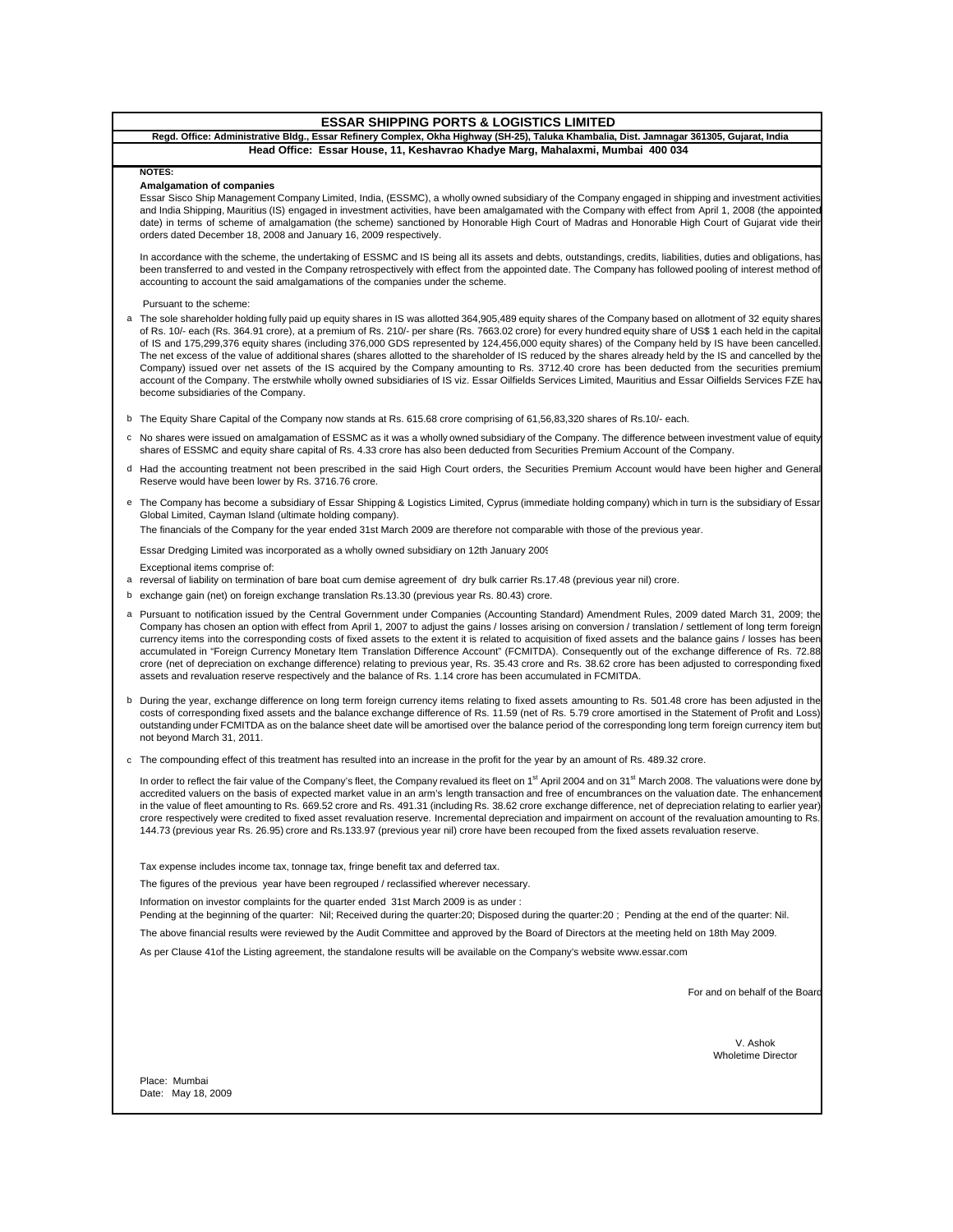# ESSAR SHIPPING PORTS & LOGISTICS LIMITED

**Regd. Office: Administrative Bldg., Essar Refinery Complex, Okha Highway (SH-25), Taluka Khambalia, Dist. Jamnagar 361305, Gujarat, India**

**Head Office: Essar House, 11, Keshavrao Khadye Marg, Mahalaxmi, Mumbai 400 034**

**NOTES:**

**Amalgamation of companies**

Essar Sisco Ship Management Company Limited, India, (ESSMC), a wholly owned subsidiary of the Company engaged in shipping and investment activities and India Shipping, Mauritius (IS) engaged in investment activities, have been amalgamated with the Company with effect from April 1, 2008 (the appointed date) in terms of scheme of amalgamation (the scheme) sanctioned by Honorable High Court of Madras and Honorable High Court of Gujarat vide their orders dated December 18, 2008 and January 16, 2009 respectively.

In accordance with the scheme, the undertaking of ESSMC and IS being all its assets and debts, outstandings, credits, liabilities, duties and obligations, has been transferred to and vested in the Company retrospectively with effect from the appointed date. The Company has followed pooling of interest method of accounting to account the said amalgamations of the companies under the scheme.

Pursuant to the scheme:

a The sole shareholder holding fully paid up equity shares in IS was allotted 364,905,489 equity shares of the Company based on allotment of 32 equity shares of Rs. 10/- each (Rs. 364.91 crore), at a premium of Rs. 210/- per share (Rs. 7663.02 crore) for every hundred equity share of US$ 1 each held in the capital of IS and 175,299,376 equity shares (including 376,000 GDS represented by 124,456,000 equity shares) of the Company held by IS have been cancelled. The net excess of the value of additional shares (shares allotted to the shareholder of IS reduced by the shares already held by the IS and cancelled by the Company) issued over net assets of the IS acquired by the Company amounting to Rs. 3712.40 crore has been deducted from the securities premium account of the Company. The erstwhile wholly owned subsidiaries of IS viz. Essar Oilfields Services Limited, Mauritius and Essar Oilfields Services FZE have become subsidiaries of the Company.

b The Equity Share Capital of the Company now stands at Rs. 615.68 crore comprising of 61,56,83,320 shares of Rs.10/- each.

c No shares were issued on amalgamation of ESSMC as it was a wholly owned subsidiary of the Company. The difference between investment value of equity shares of ESSMC and equity share capital of Rs. 4.33 crore has also been deducted from Securities Premium Account of the Company.

d Had the accounting treatment not been prescribed in the said High Court orders, the Securities Premium Account would have been higher and General Reserve would have been lower by Rs. 3716.76 crore.

e The Company has become a subsidiary of Essar Shipping & Logistics Limited, Cyprus (immediate holding company) which in turn is the subsidiary of Essar Global Limited, Cayman Island (ultimate holding company).

The financials of the Company for the year ended 31st March 2009 are therefore not comparable with those of the previous year.

Essar Dredging Limited was incorporated as a wholly owned subsidiary on 12th January 2009

Exceptional items comprise of:

a reversal of liability on termination of bare boat cum demise agreement of dry bulk carrier Rs.17.48 (previous year nil) crore.

b exchange gain (net) on foreign exchange translation Rs.13.30 (previous year Rs. 80.43) crore.

a Pursuant to notification issued by the Central Government under Companies (Accounting Standard) Amendment Rules, 2009 dated March 31, 2009; the Company has chosen an option with effect from April 1, 2007 to adjust the gains / losses arising on conversion / translation / settlement of long term foreign currency items into the corresponding costs of fixed assets to the extent it is related to acquisition of fixed assets and the balance gains / losses has been accumulated in "Foreign Currency Monetary Item Translation Difference Account" (FCMITDA). Consequently out of the exchange difference of Rs. 72.88 crore (net of depreciation on exchange difference) relating to previous year, Rs. 35.43 crore and Rs. 38.62 crore has been adjusted to corresponding fixed assets and revaluation reserve respectively and the balance of Rs. 1.14 crore has been accumulated in FCMITDA.

b During the year, exchange difference on long term foreign currency items relating to fixed assets amounting to Rs. 501.48 crore has been adjusted in the costs of corresponding fixed assets and the balance exchange difference of Rs. 11.59 (net of Rs. 5.79 crore amortised in the Statement of Profit and Loss) outstanding under FCMITDA as on the balance sheet date will be amortised over the balance period of the corresponding long term foreign currency item but not beyond March 31, 2011.

c The compounding effect of this treatment has resulted into an increase in the profit for the year by an amount of Rs. 489.32 crore.

In order to reflect the fair value of the Company's fleet, the Company revalued its fleet on 1st April 2004 and on 31st March 2008. The valuations were done by accredited valuers on the basis of expected market value in an arm's length transaction and free of encumbrances on the valuation date. The enhancement in the value of fleet amounting to Rs. 669.52 crore and Rs. 491.31 (including Rs. 38.62 crore exchange difference, net of depreciation relating to earlier year) crore respectively were credited to fixed asset revaluation reserve. Incremental depreciation and impairment on account of the revaluation amounting to Rs. 144.73 (previous year Rs. 26.95) crore and Rs.133.97 (previous year nil) crore have been recouped from the fixed assets revaluation reserve.

Tax expense includes income tax, tonnage tax, fringe benefit tax and deferred tax.

The figures of the previous year have been regrouped / reclassified wherever necessary.

Information on investor complaints for the quarter ended 31st March 2009 is as under :
Pending at the beginning of the quarter: Nil; Received during the quarter:20; Disposed during the quarter:20 ; Pending at the end of the quarter: Nil.

The above financial results were reviewed by the Audit Committee and approved by the Board of Directors at the meeting held on 18th May 2009.

As per Clause 41of the Listing agreement, the standalone results will be available on the Company's website www.essar.com

For and on behalf of the Board

V. Ashok
Wholetime Director

Place: Mumbai
Date: May 18, 2009